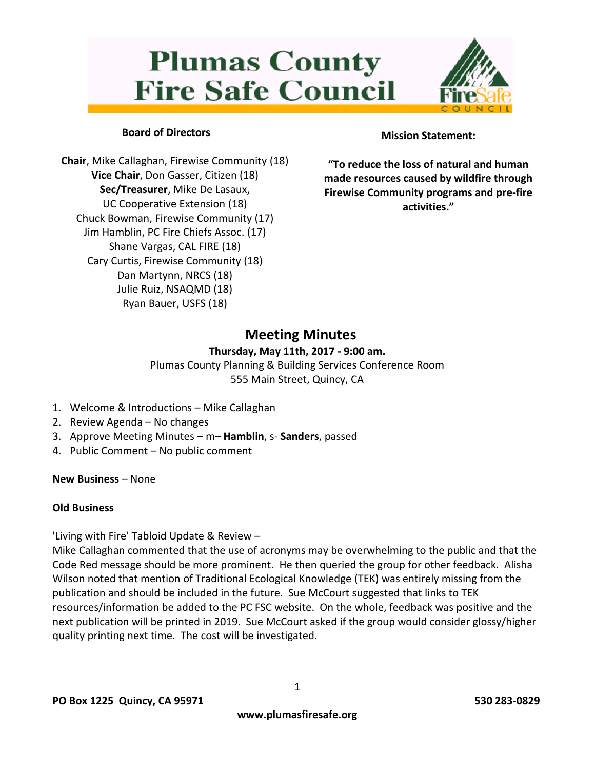# Plumas County Fire Safe Council

FireSafe COUNCIL

**Board of Directors**

**Chair**, Mike Callaghan, Firewise Community (18)
**Vice Chair**, Don Gasser, Citizen (18)
**Sec/Treasurer**, Mike De Lasaux, UC Cooperative Extension (18)
Chuck Bowman, Firewise Community (17)
Jim Hamblin, PC Fire Chiefs Assoc. (17)
Shane Vargas, CAL FIRE (18)
Cary Curtis, Firewise Community (18)
Dan Martynn, NRCS (18)
Julie Ruiz, NSAQMD (18)
Ryan Bauer, USFS (18)

**Mission Statement:**

**"To reduce the loss of natural and human made resources caused by wildfire through Firewise Community programs and pre-fire activities."**

## Meeting Minutes

**Thursday, May 11th, 2017 - 9:00 am.**
Plumas County Planning & Building Services Conference Room
555 Main Street, Quincy, CA

1. Welcome & Introductions – Mike Callaghan
2. Review Agenda – No changes
3. Approve Meeting Minutes – m– **Hamblin**, s- **Sanders**, passed
4. Public Comment – No public comment

**New Business** – None

**Old Business**

'Living with Fire' Tabloid Update & Review –
Mike Callaghan commented that the use of acronyms may be overwhelming to the public and that the Code Red message should be more prominent. He then queried the group for other feedback. Alisha Wilson noted that mention of Traditional Ecological Knowledge (TEK) was entirely missing from the publication and should be included in the future. Sue McCourt suggested that links to TEK resources/information be added to the PC FSC website. On the whole, feedback was positive and the next publication will be printed in 2019. Sue McCourt asked if the group would consider glossy/higher quality printing next time. The cost will be investigated.

**PO Box 1225 Quincy, CA 95971** **530 283-0829**

**www.plumasfiresafe.org**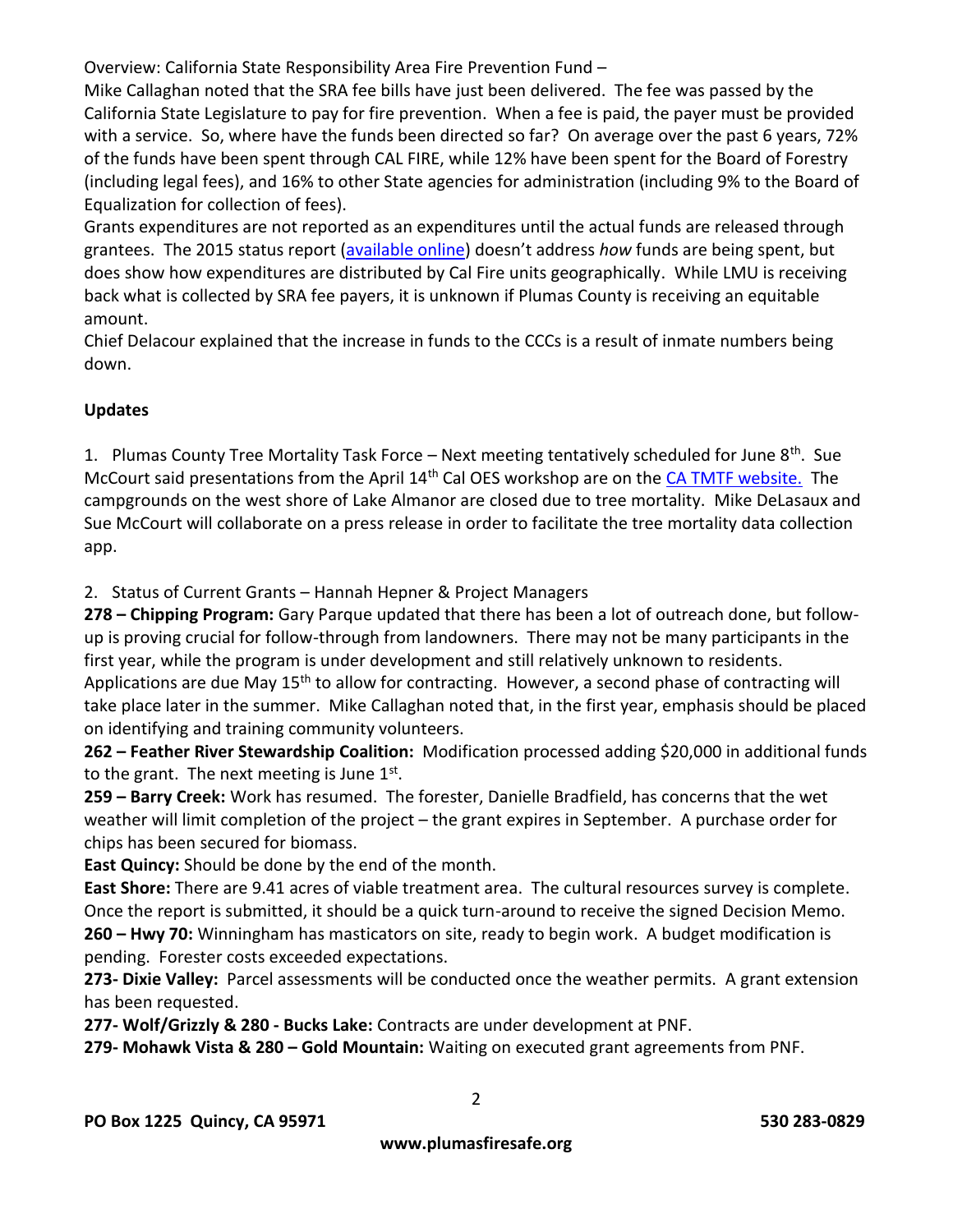Overview: California State Responsibility Area Fire Prevention Fund –

Mike Callaghan noted that the SRA fee bills have just been delivered. The fee was passed by the California State Legislature to pay for fire prevention. When a fee is paid, the payer must be provided with a service. So, where have the funds been directed so far? On average over the past 6 years, 72% of the funds have been spent through CAL FIRE, while 12% have been spent for the Board of Forestry (including legal fees), and 16% to other State agencies for administration (including 9% to the Board of Equalization for collection of fees).

Grants expenditures are not reported as an expenditures until the actual funds are released through grantees. The 2015 status report (available online) doesn't address *how* funds are being spent, but does show how expenditures are distributed by Cal Fire units geographically. While LMU is receiving back what is collected by SRA fee payers, it is unknown if Plumas County is receiving an equitable amount.

Chief Delacour explained that the increase in funds to the CCCs is a result of inmate numbers being down.

**Updates**

1. Plumas County Tree Mortality Task Force – Next meeting tentatively scheduled for June 8th. Sue McCourt said presentations from the April 14th Cal OES workshop are on the CA TMTF website. The campgrounds on the west shore of Lake Almanor are closed due to tree mortality. Mike DeLasaux and Sue McCourt will collaborate on a press release in order to facilitate the tree mortality data collection app.

2. Status of Current Grants – Hannah Hepner & Project Managers

**278 – Chipping Program:** Gary Parque updated that there has been a lot of outreach done, but follow-up is proving crucial for follow-through from landowners. There may not be many participants in the first year, while the program is under development and still relatively unknown to residents. Applications are due May 15th to allow for contracting. However, a second phase of contracting will take place later in the summer. Mike Callaghan noted that, in the first year, emphasis should be placed on identifying and training community volunteers.

**262 – Feather River Stewardship Coalition:** Modification processed adding $20,000 in additional funds to the grant. The next meeting is June 1st.

**259 – Barry Creek:** Work has resumed. The forester, Danielle Bradfield, has concerns that the wet weather will limit completion of the project – the grant expires in September. A purchase order for chips has been secured for biomass.

**East Quincy:** Should be done by the end of the month.

**East Shore:** There are 9.41 acres of viable treatment area. The cultural resources survey is complete. Once the report is submitted, it should be a quick turn-around to receive the signed Decision Memo.

**260 – Hwy 70:** Winningham has masticators on site, ready to begin work. A budget modification is pending. Forester costs exceeded expectations.

**273- Dixie Valley:** Parcel assessments will be conducted once the weather permits. A grant extension has been requested.

**277- Wolf/Grizzly & 280 - Bucks Lake:** Contracts are under development at PNF.

**279- Mohawk Vista & 280 – Gold Mountain:** Waiting on executed grant agreements from PNF.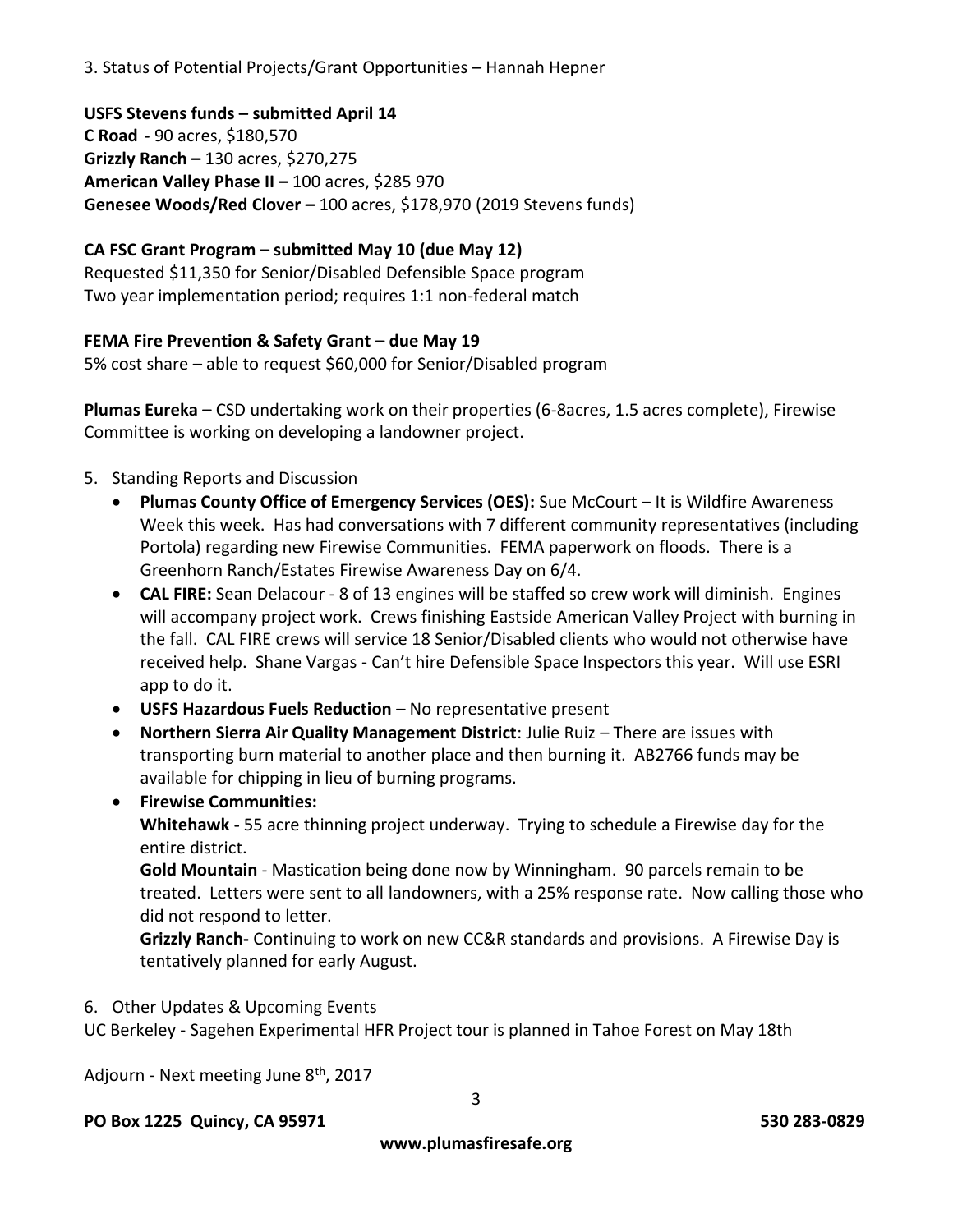3. Status of Potential Projects/Grant Opportunities – Hannah Hepner

**USFS Stevens funds – submitted April 14**
**C Road -** 90 acres, $180,570
**Grizzly Ranch –** 130 acres, $270,275
**American Valley Phase II –** 100 acres, $285 970
**Genesee Woods/Red Clover –** 100 acres, $178,970 (2019 Stevens funds)

**CA FSC Grant Program – submitted May 10 (due May 12)**
Requested $11,350 for Senior/Disabled Defensible Space program
Two year implementation period; requires 1:1 non-federal match

**FEMA Fire Prevention & Safety Grant – due May 19**
5% cost share – able to request $60,000 for Senior/Disabled program

**Plumas Eureka –** CSD undertaking work on their properties (6-8acres, 1.5 acres complete), Firewise Committee is working on developing a landowner project.

5. Standing Reports and Discussion
   - **Plumas County Office of Emergency Services (OES):** Sue McCourt – It is Wildfire Awareness Week this week. Has had conversations with 7 different community representatives (including Portola) regarding new Firewise Communities. FEMA paperwork on floods. There is a Greenhorn Ranch/Estates Firewise Awareness Day on 6/4.
   - **CAL FIRE:** Sean Delacour - 8 of 13 engines will be staffed so crew work will diminish. Engines will accompany project work. Crews finishing Eastside American Valley Project with burning in the fall. CAL FIRE crews will service 18 Senior/Disabled clients who would not otherwise have received help. Shane Vargas - Can't hire Defensible Space Inspectors this year. Will use ESRI app to do it.
   - **USFS Hazardous Fuels Reduction** – No representative present
   - **Northern Sierra Air Quality Management District**: Julie Ruiz – There are issues with transporting burn material to another place and then burning it. AB2766 funds may be available for chipping in lieu of burning programs.
   - **Firewise Communities:**
     **Whitehawk -** 55 acre thinning project underway. Trying to schedule a Firewise day for the entire district.
     **Gold Mountain** - Mastication being done now by Winningham. 90 parcels remain to be treated. Letters were sent to all landowners, with a 25% response rate. Now calling those who did not respond to letter.
     **Grizzly Ranch-** Continuing to work on new CC&R standards and provisions. A Firewise Day is tentatively planned for early August.

6. Other Updates & Upcoming Events

UC Berkeley - Sagehen Experimental HFR Project tour is planned in Tahoe Forest on May 18th

Adjourn - Next meeting June 8th, 2017